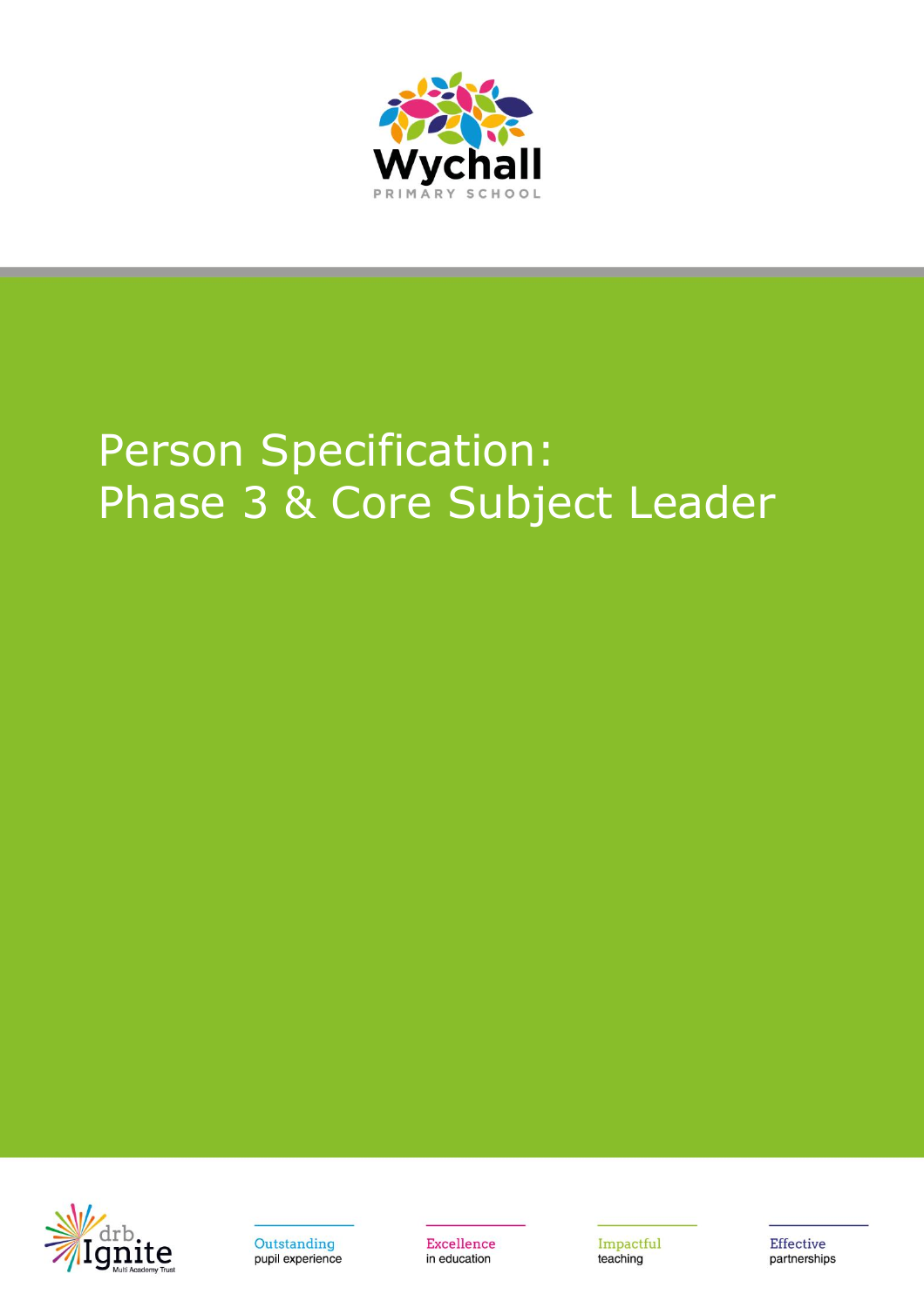Wychall

PRIMARY SCHOOL

# Person Specification: Phase 3 & Core Subject Leader

drb Ignite Multi Academy Trust

**Outstanding** pupil experience

**Excellence** in education

**Impactful** teaching

**Effective** partnerships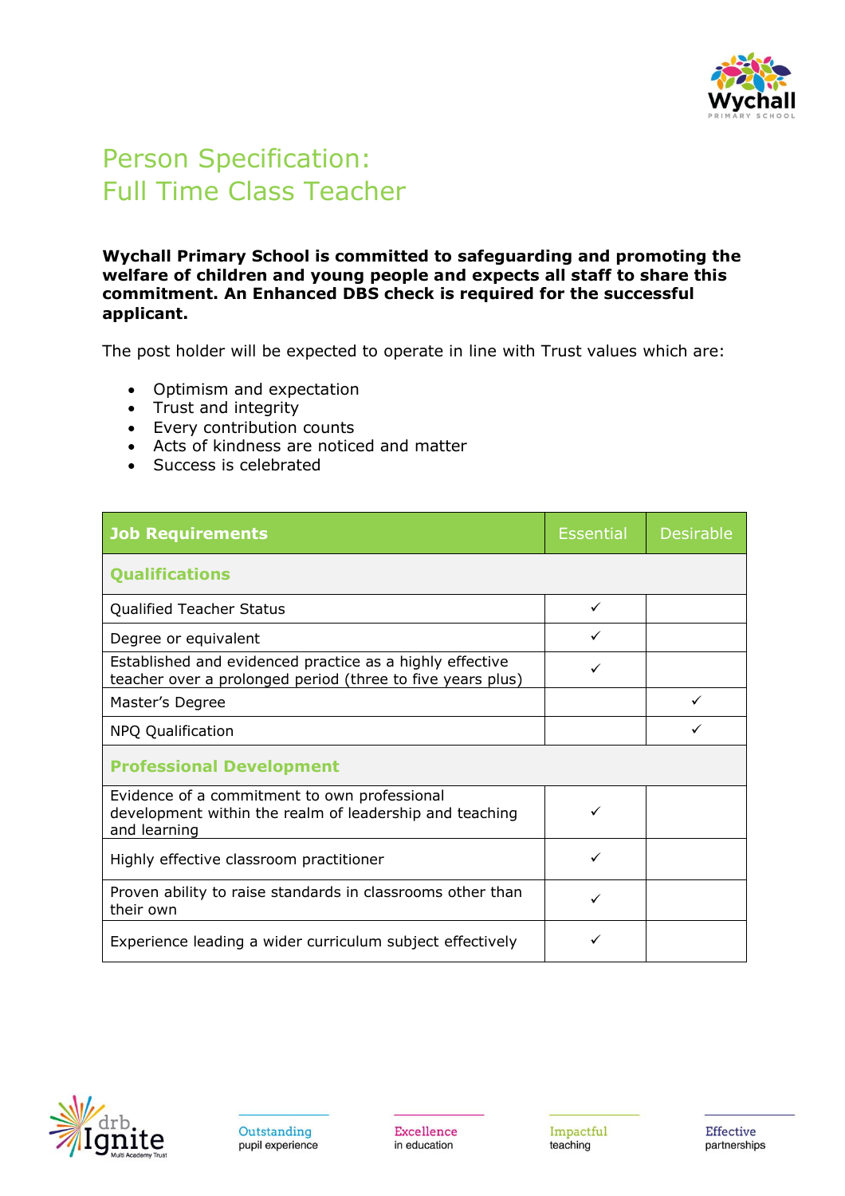# Person Specification:
# Full Time Class Teacher

**Wychall Primary School is committed to safeguarding and promoting the welfare of children and young people and expects all staff to share this commitment. An Enhanced DBS check is required for the successful applicant.**

The post holder will be expected to operate in line with Trust values which are:

- Optimism and expectation
- Trust and integrity
- Every contribution counts
- Acts of kindness are noticed and matter
- Success is celebrated

| **Job Requirements** | Essential | Desirable |
|---|---|---|
| **Qualifications** | | |
| Qualified Teacher Status | ✓ | |
| Degree or equivalent | ✓ | |
| Established and evidenced practice as a highly effective teacher over a prolonged period (three to five years plus) | ✓ | |
| Master's Degree | | ✓ |
| NPQ Qualification | | ✓ |
| **Professional Development** | | |
| Evidence of a commitment to own professional development within the realm of leadership and teaching and learning | ✓ | |
| Highly effective classroom practitioner | ✓ | |
| Proven ability to raise standards in classrooms other than their own | ✓ | |
| Experience leading a wider curriculum subject effectively | ✓ | |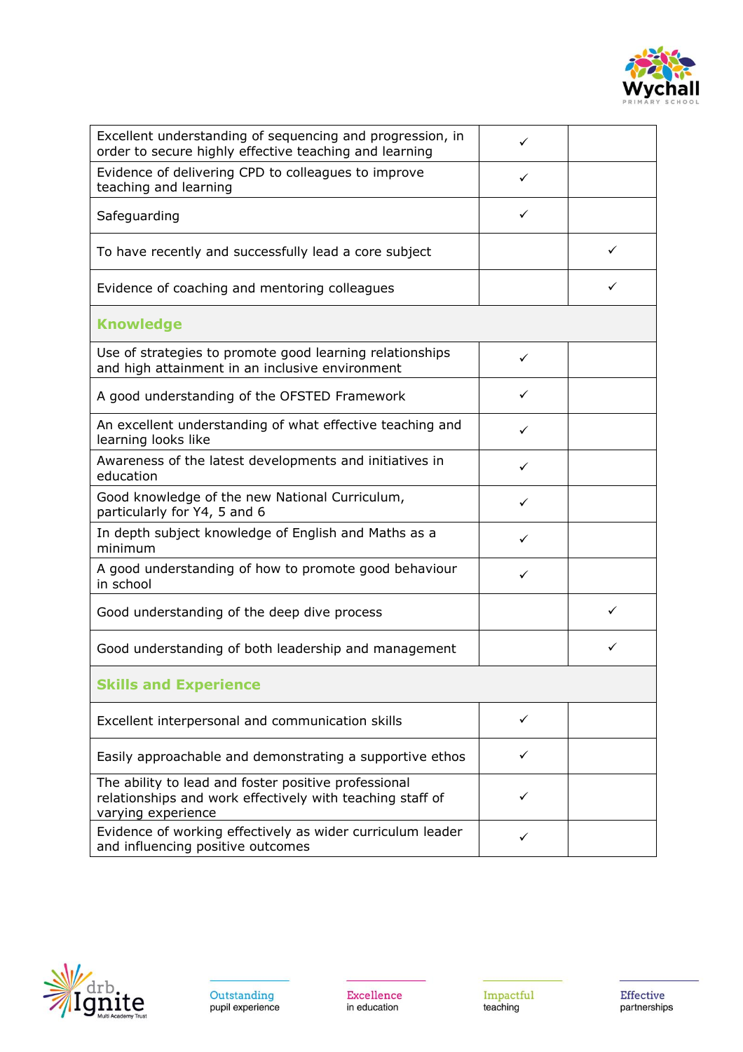| | | |
|---|---|---|
| Excellent understanding of sequencing and progression, in order to secure highly effective teaching and learning | ✓ | |
| Evidence of delivering CPD to colleagues to improve teaching and learning | ✓ | |
| Safeguarding | ✓ | |
| To have recently and successfully lead a core subject | | ✓ |
| Evidence of coaching and mentoring colleagues | | ✓ |
| **Knowledge** | | |
| Use of strategies to promote good learning relationships and high attainment in an inclusive environment | ✓ | |
| A good understanding of the OFSTED Framework | ✓ | |
| An excellent understanding of what effective teaching and learning looks like | ✓ | |
| Awareness of the latest developments and initiatives in education | ✓ | |
| Good knowledge of the new National Curriculum, particularly for Y4, 5 and 6 | ✓ | |
| In depth subject knowledge of English and Maths as a minimum | ✓ | |
| A good understanding of how to promote good behaviour in school | ✓ | |
| Good understanding of the deep dive process | | ✓ |
| Good understanding of both leadership and management | | ✓ |
| **Skills and Experience** | | |
| Excellent interpersonal and communication skills | ✓ | |
| Easily approachable and demonstrating a supportive ethos | ✓ | |
| The ability to lead and foster positive professional relationships and work effectively with teaching staff of varying experience | ✓ | |
| Evidence of working effectively as wider curriculum leader and influencing positive outcomes | ✓ | |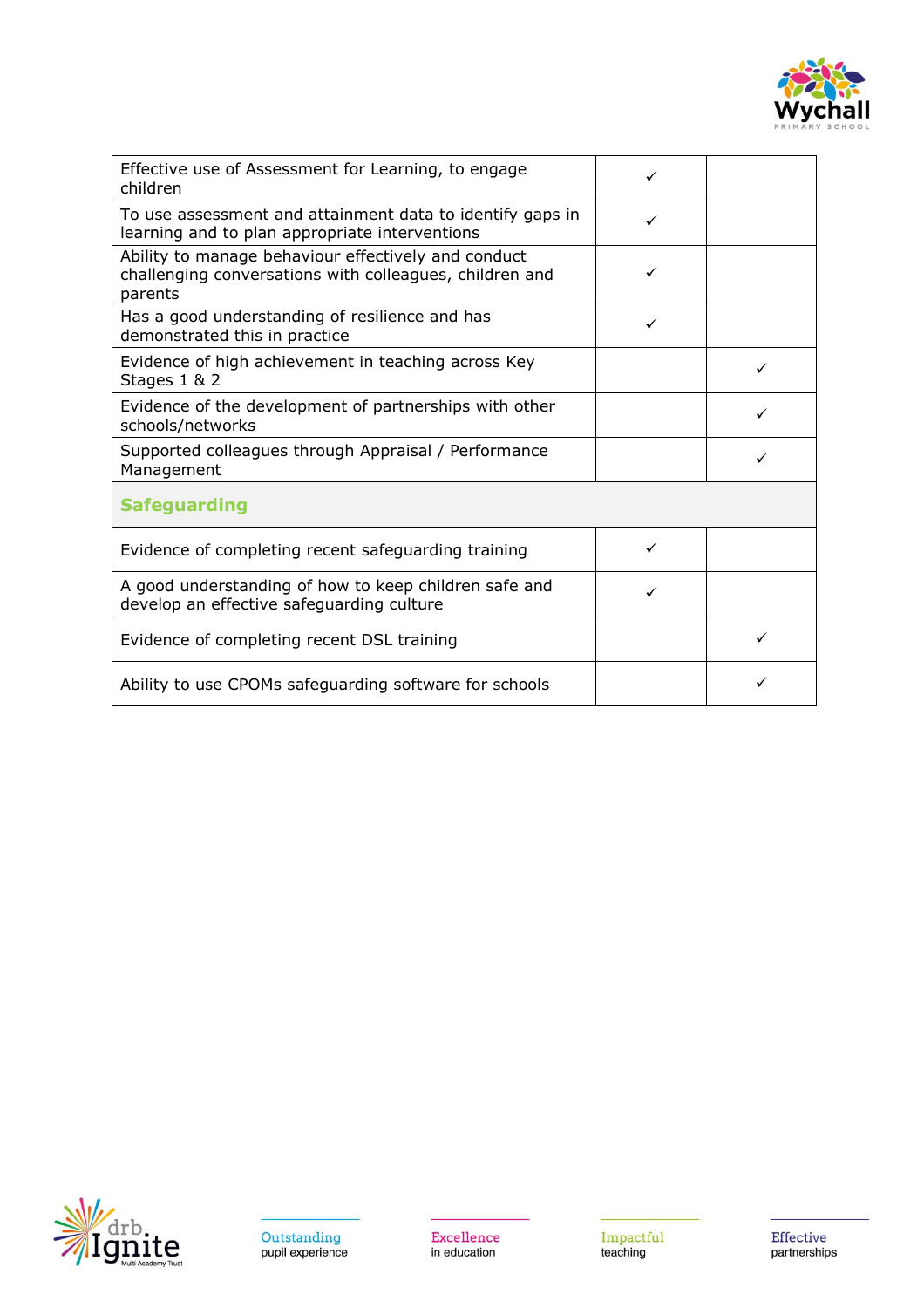| | | |
|---|---|---|
| Effective use of Assessment for Learning, to engage children | ✓ | |
| To use assessment and attainment data to identify gaps in learning and to plan appropriate interventions | ✓ | |
| Ability to manage behaviour effectively and conduct challenging conversations with colleagues, children and parents | ✓ | |
| Has a good understanding of resilience and has demonstrated this in practice | ✓ | |
| Evidence of high achievement in teaching across Key Stages 1 & 2 | | ✓ |
| Evidence of the development of partnerships with other schools/networks | | ✓ |
| Supported colleagues through Appraisal / Performance Management | | ✓ |
| **Safeguarding** | | |
| Evidence of completing recent safeguarding training | ✓ | |
| A good understanding of how to keep children safe and develop an effective safeguarding culture | ✓ | |
| Evidence of completing recent DSL training | | ✓ |
| Ability to use CPOMs safeguarding software for schools | | ✓ |